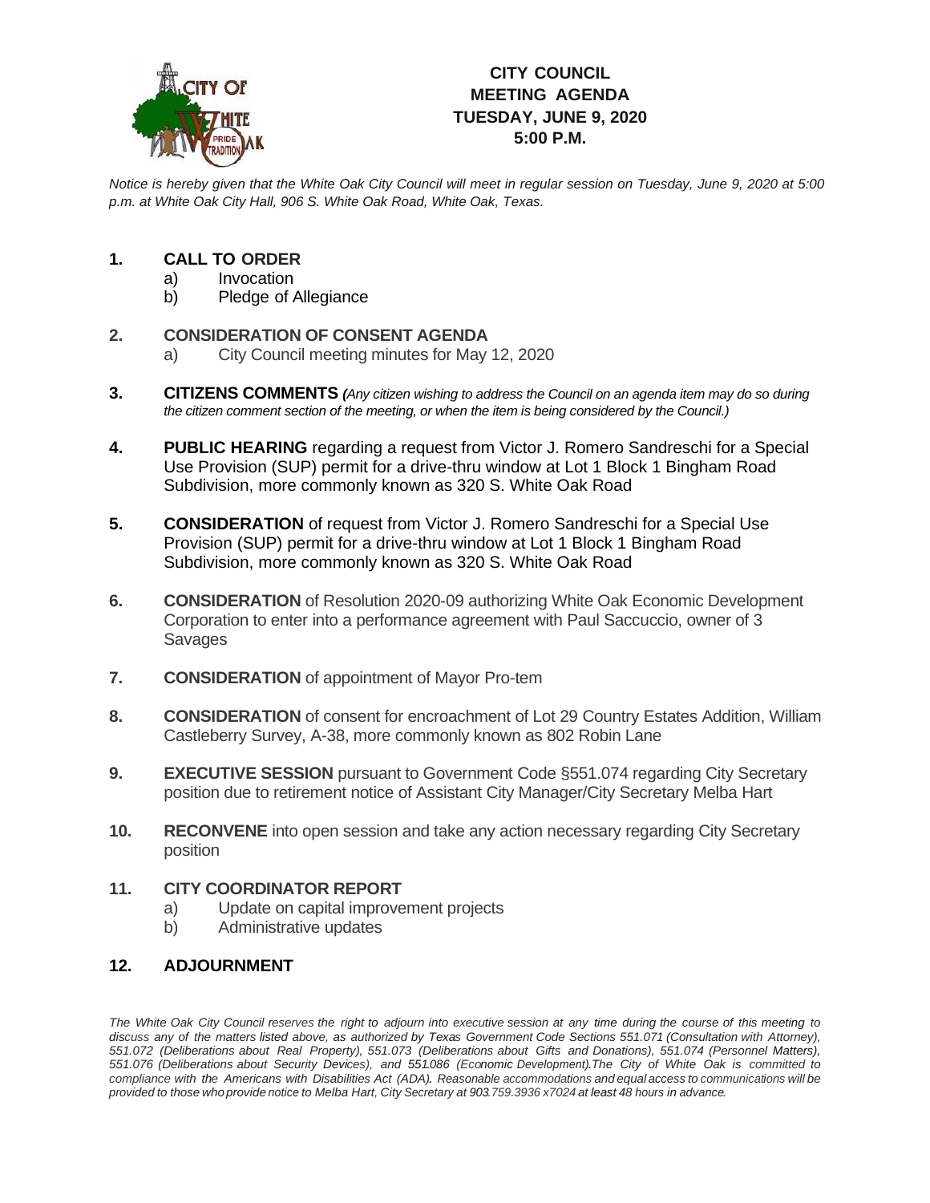# CITY COUNCIL MEETING AGENDA TUESDAY, JUNE 9, 2020 5:00 P.M.

*Notice is hereby given that the White Oak City Council will meet in regular session on Tuesday, June 9, 2020 at 5:00 p.m. at White Oak City Hall, 906 S. White Oak Road, White Oak, Texas.*

**1. CALL TO ORDER**

a) Invocation

b) Pledge of Allegiance

**2. CONSIDERATION OF CONSENT AGENDA**

a) City Council meeting minutes for May 12, 2020

**3. CITIZENS COMMENTS** *(Any citizen wishing to address the Council on an agenda item may do so during the citizen comment section of the meeting, or when the item is being considered by the Council.)*

**4. PUBLIC HEARING** regarding a request from Victor J. Romero Sandreschi for a Special Use Provision (SUP) permit for a drive-thru window at Lot 1 Block 1 Bingham Road Subdivision, more commonly known as 320 S. White Oak Road

**5. CONSIDERATION** of request from Victor J. Romero Sandreschi for a Special Use Provision (SUP) permit for a drive-thru window at Lot 1 Block 1 Bingham Road Subdivision, more commonly known as 320 S. White Oak Road

**6. CONSIDERATION** of Resolution 2020-09 authorizing White Oak Economic Development Corporation to enter into a performance agreement with Paul Saccuccio, owner of 3 Savages

**7. CONSIDERATION** of appointment of Mayor Pro-tem

**8. CONSIDERATION** of consent for encroachment of Lot 29 Country Estates Addition, William Castleberry Survey, A-38, more commonly known as 802 Robin Lane

**9. EXECUTIVE SESSION** pursuant to Government Code §551.074 regarding City Secretary position due to retirement notice of Assistant City Manager/City Secretary Melba Hart

**10. RECONVENE** into open session and take any action necessary regarding City Secretary position

**11. CITY COORDINATOR REPORT**

a) Update on capital improvement projects

b) Administrative updates

**12. ADJOURNMENT**

*The White Oak City Council reserves the right to adjourn into executive session at any time during the course of this meeting to discuss any of the matters listed above, as authorized by Texas Government Code Sections 551.071 (Consultation with Attorney), 551.072 (Deliberations about Real Property), 551.073 (Deliberations about Gifts and Donations), 551.074 (Personnel Matters), 551.076 (Deliberations about Security Devices), and 551.086 (Economic Development).The City of White Oak is committed to compliance with the Americans with Disabilities Act (ADA). Reasonable accommodations and equal access to communications will be provided to those who provide notice to Melba Hart, City Secretary at 903.759.3936 x7024 at least 48 hours in advance.*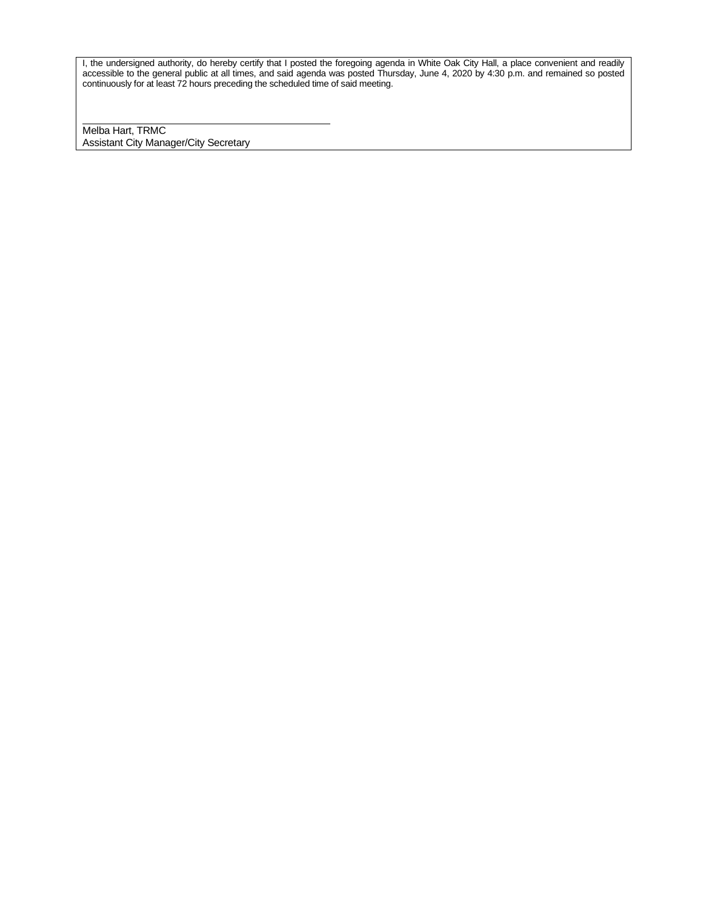I, the undersigned authority, do hereby certify that I posted the foregoing agenda in White Oak City Hall, a place convenient and readily accessible to the general public at all times, and said agenda was posted Thursday, June 4, 2020 by 4:30 p.m. and remained so posted continuously for at least 72 hours preceding the scheduled time of said meeting.

\_\_\_\_\_\_\_\_\_\_\_\_\_\_\_\_\_\_\_\_\_\_\_\_\_\_\_\_\_\_\_\_\_\_\_\_\_\_\_\_

Melba Hart, TRMC
Assistant City Manager/City Secretary